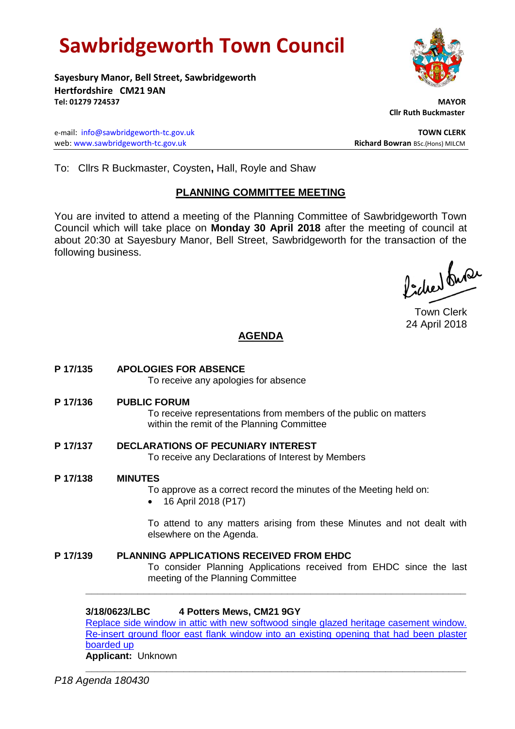# Sawbridgeworth Town Council

**Sayesbury Manor, Bell Street, Sawbridgeworth**
**Hertfordshire CM21 9AN**
**Tel: 01279 724537**

**MAYOR**
**Cllr Ruth Buckmaster**

e-mail: info@sawbridgeworth-tc.gov.uk
web: www.sawbridgeworth-tc.gov.uk

**TOWN CLERK**
**Richard Bowran** BSc.(Hons) MILCM

To: Cllrs R Buckmaster, Coysten**,** Hall, Royle and Shaw

## PLANNING COMMITTEE MEETING

You are invited to attend a meeting of the Planning Committee of Sawbridgeworth Town Council which will take place on **Monday 30 April 2018** after the meeting of council at about 20:30 at Sayesbury Manor, Bell Street, Sawbridgeworth for the transaction of the following business.

Town Clerk
24 April 2018

## AGENDA

**P 17/135 APOLOGIES FOR ABSENCE**
To receive any apologies for absence

**P 17/136 PUBLIC FORUM**
To receive representations from members of the public on matters within the remit of the Planning Committee

**P 17/137 DECLARATIONS OF PECUNIARY INTEREST**
To receive any Declarations of Interest by Members

**P 17/138 MINUTES**
To approve as a correct record the minutes of the Meeting held on:

- 16 April 2018 (P17)

To attend to any matters arising from these Minutes and not dealt with elsewhere on the Agenda.

**P 17/139 PLANNING APPLICATIONS RECEIVED FROM EHDC**
To consider Planning Applications received from EHDC since the last meeting of the Planning Committee

---

**3/18/0623/LBC 4 Potters Mews, CM21 9GY**
Replace side window in attic with new softwood single glazed heritage casement window. Re-insert ground floor east flank window into an existing opening that had been plaster boarded up
**Applicant:** Unknown

---

*P18 Agenda 180430*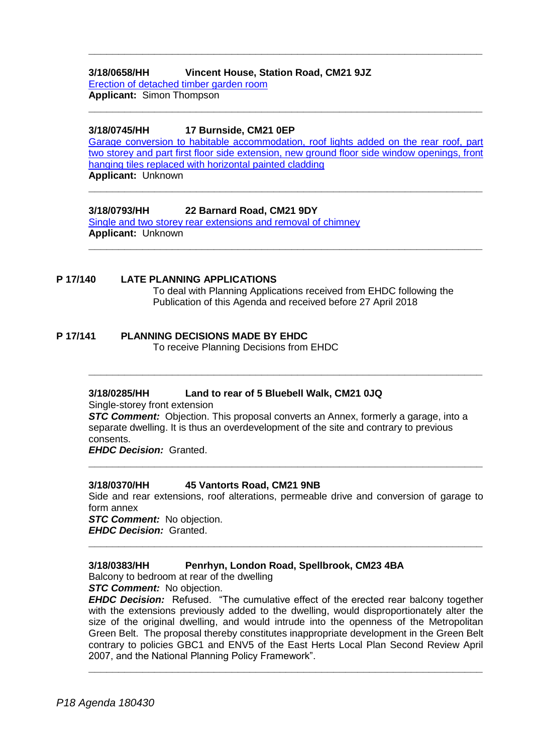---

**3/18/0658/HH Vincent House, Station Road, CM21 9JZ**

Erection of detached timber garden room

**Applicant:** Simon Thompson

---

**3/18/0745/HH 17 Burnside, CM21 0EP**

Garage conversion to habitable accommodation, roof lights added on the rear roof, part two storey and part first floor side extension, new ground floor side window openings, front hanging tiles replaced with horizontal painted cladding

**Applicant:** Unknown

---

**3/18/0793/HH 22 Barnard Road, CM21 9DY**

Single and two storey rear extensions and removal of chimney

**Applicant:** Unknown

---

**P 17/140 LATE PLANNING APPLICATIONS**

To deal with Planning Applications received from EHDC following the Publication of this Agenda and received before 27 April 2018

**P 17/141 PLANNING DECISIONS MADE BY EHDC**

To receive Planning Decisions from EHDC

---

**3/18/0285/HH Land to rear of 5 Bluebell Walk, CM21 0JQ**

Single-storey front extension

***STC Comment:*** Objection. This proposal converts an Annex, formerly a garage, into a separate dwelling. It is thus an overdevelopment of the site and contrary to previous consents.

***EHDC Decision:*** Granted.

---

**3/18/0370/HH 45 Vantorts Road, CM21 9NB**

Side and rear extensions, roof alterations, permeable drive and conversion of garage to form annex

***STC Comment:*** No objection.

***EHDC Decision:*** Granted.

---

**3/18/0383/HH Penrhyn, London Road, Spellbrook, CM23 4BA**

Balcony to bedroom at rear of the dwelling

***STC Comment:*** No objection.

***EHDC Decision:*** Refused. "The cumulative effect of the erected rear balcony together with the extensions previously added to the dwelling, would disproportionately alter the size of the original dwelling, and would intrude into the openness of the Metropolitan Green Belt. The proposal thereby constitutes inappropriate development in the Green Belt contrary to policies GBC1 and ENV5 of the East Herts Local Plan Second Review April 2007, and the National Planning Policy Framework".

---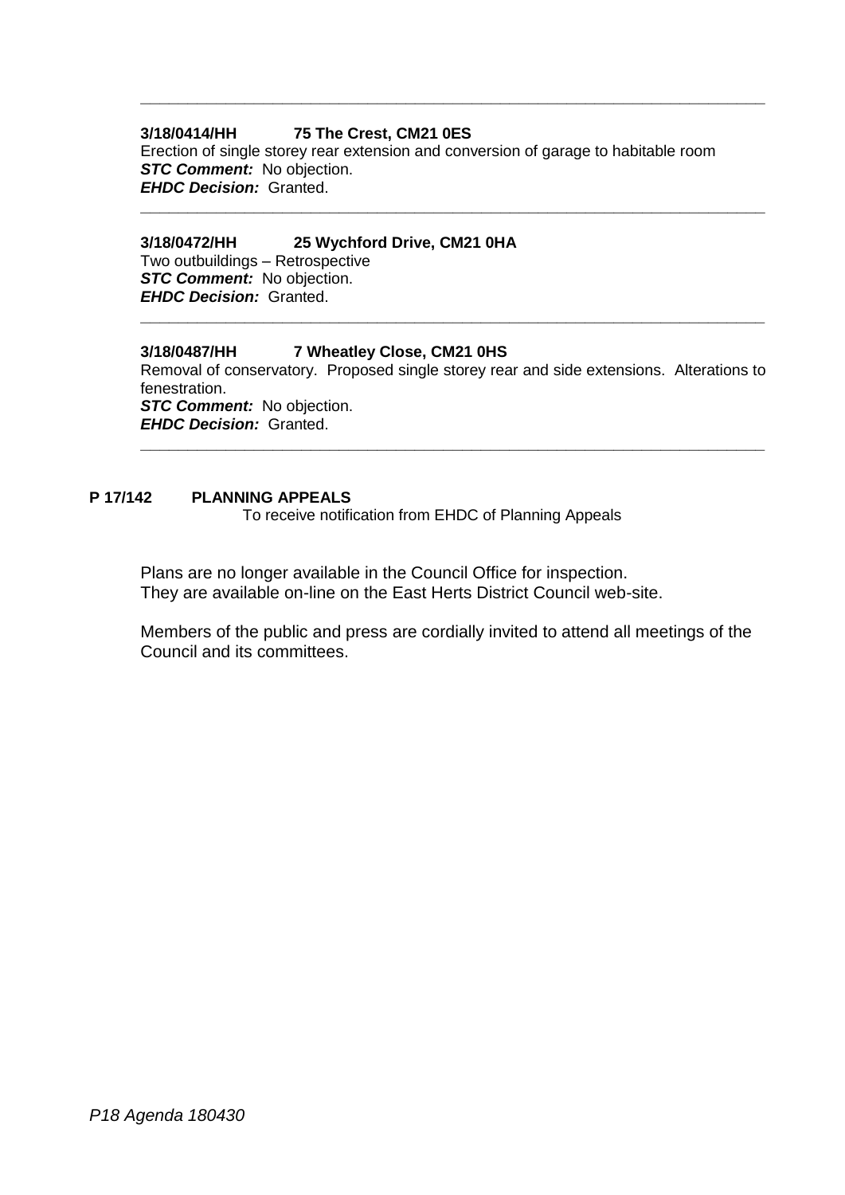---

**3/18/0414/HH 75 The Crest, CM21 0ES**

Erection of single storey rear extension and conversion of garage to habitable room

***STC Comment:*** No objection.

***EHDC Decision:*** Granted.

---

**3/18/0472/HH 25 Wychford Drive, CM21 0HA**

Two outbuildings – Retrospective

***STC Comment:*** No objection.

***EHDC Decision:*** Granted.

---

**3/18/0487/HH 7 Wheatley Close, CM21 0HS**

Removal of conservatory. Proposed single storey rear and side extensions. Alterations to fenestration.

***STC Comment:*** No objection.

***EHDC Decision:*** Granted.

---

**P 17/142 PLANNING APPEALS**

To receive notification from EHDC of Planning Appeals

Plans are no longer available in the Council Office for inspection.
They are available on-line on the East Herts District Council web-site.

Members of the public and press are cordially invited to attend all meetings of the Council and its committees.